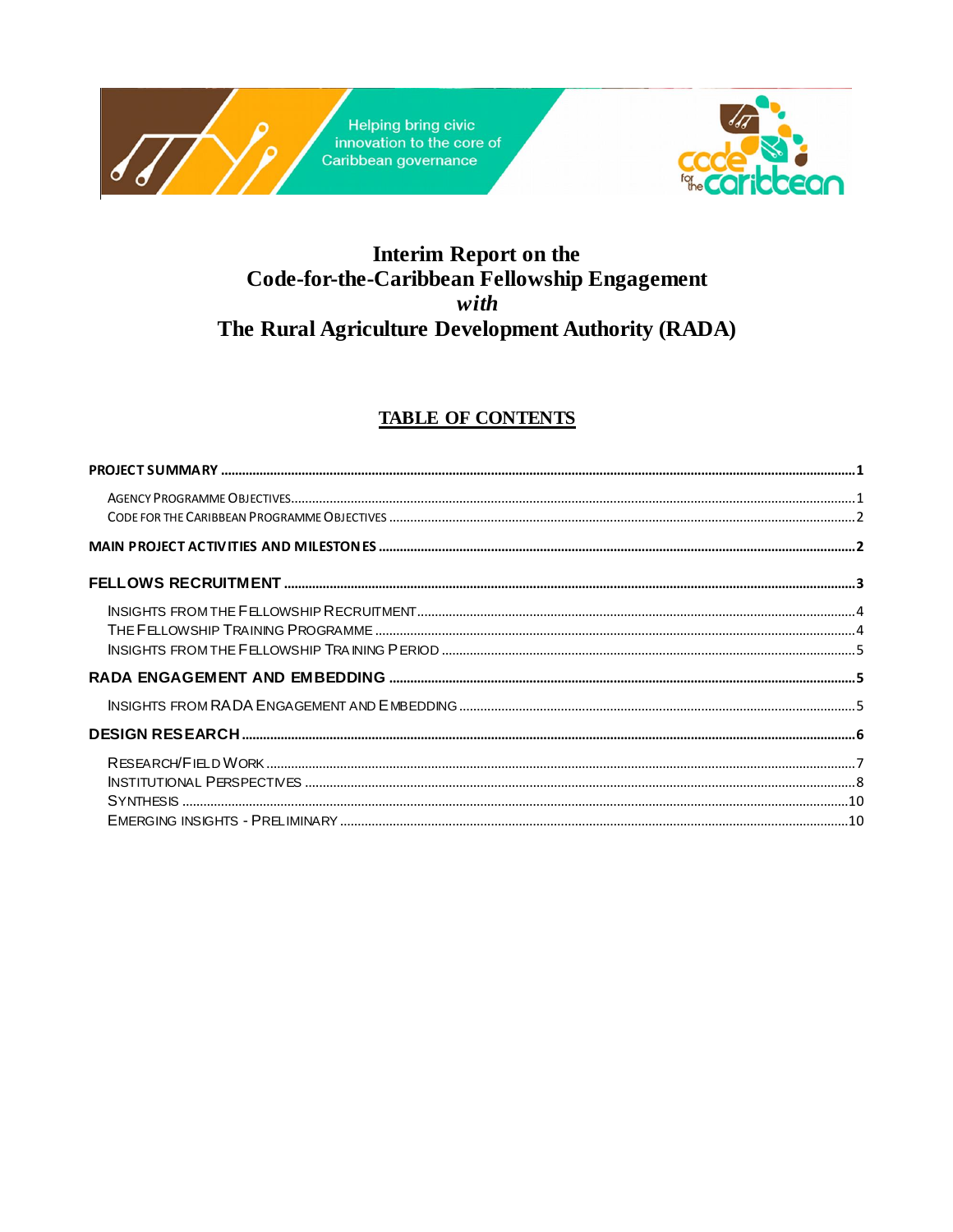Helping bring civic innovation to the core of Caribbean governance

code for the caribbean

# Interim Report on the Code-for-the-Caribbean Fellowship Engagement *with* The Rural Agriculture Development Authority (RADA)

## TABLE OF CONTENTS

- **PROJECT SUMMARY** ..... 1
  - AGENCY PROGRAMME OBJECTIVES ..... 1
  - CODE FOR THE CARIBBEAN PROGRAMME OBJECTIVES ..... 2
- **MAIN PROJECT ACTIVITIES AND MILESTONES** ..... 2
- **FELLOWS RECRUITMENT** ..... 3
  - INSIGHTS FROM THE FELLOWSHIP RECRUITMENT ..... 4
  - THE FELLOWSHIP TRAINING PROGRAMME ..... 4
  - INSIGHTS FROM THE FELLOWSHIP TRAINING PERIOD ..... 5
- **RADA ENGAGEMENT AND EMBEDDING** ..... 5
  - INSIGHTS FROM RADA ENGAGEMENT AND EMBEDDING ..... 5
- **DESIGN RESEARCH** ..... 6
  - RESEARCH/FIELD WORK ..... 7
  - INSTITUTIONAL PERSPECTIVES ..... 8
  - SYNTHESIS ..... 10
  - EMERGING INSIGHTS - PRELIMINARY ..... 10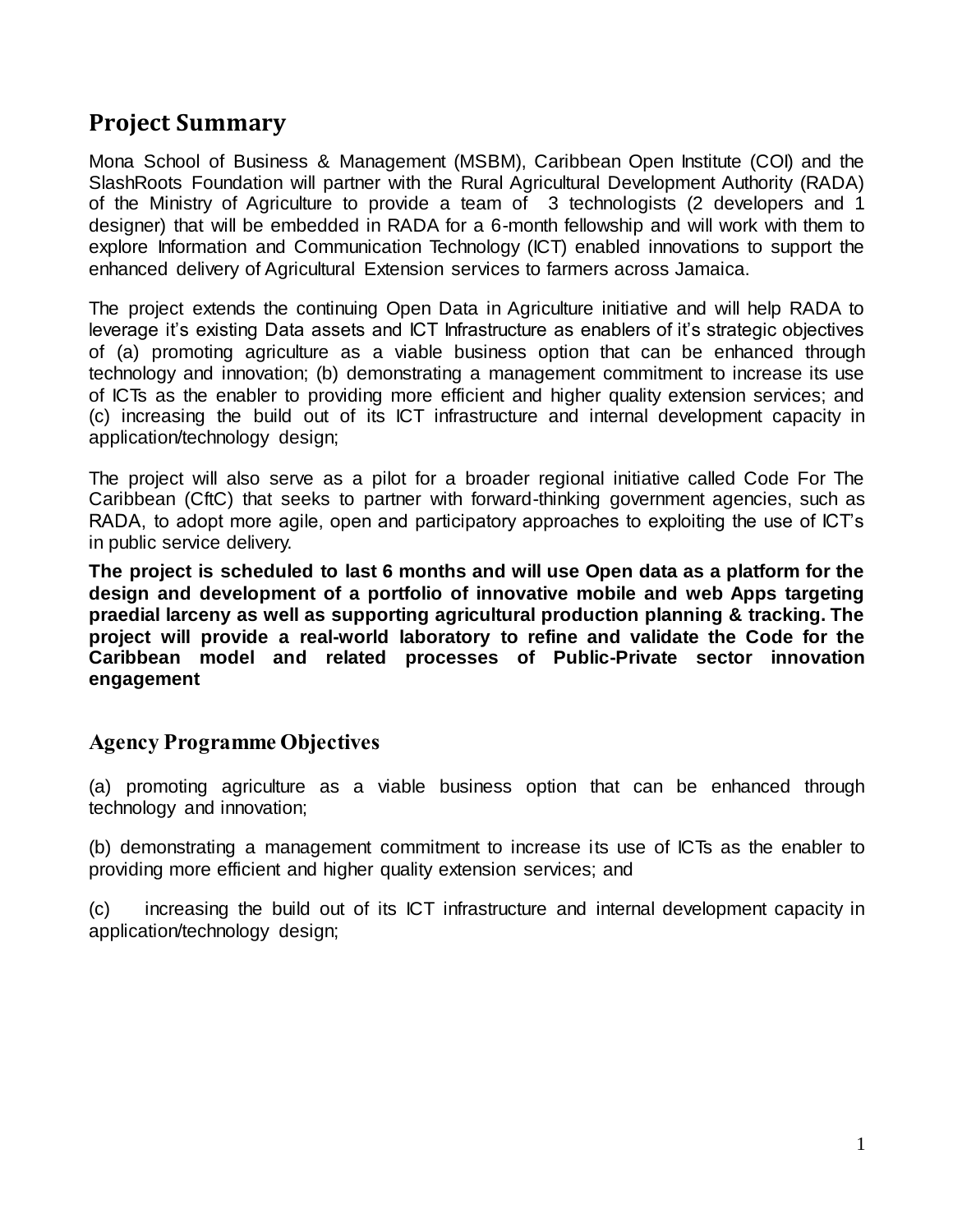## Project Summary

Mona School of Business & Management (MSBM), Caribbean Open Institute (COI) and the SlashRoots Foundation will partner with the Rural Agricultural Development Authority (RADA) of the Ministry of Agriculture to provide a team of 3 technologists (2 developers and 1 designer) that will be embedded in RADA for a 6-month fellowship and will work with them to explore Information and Communication Technology (ICT) enabled innovations to support the enhanced delivery of Agricultural Extension services to farmers across Jamaica.

The project extends the continuing Open Data in Agriculture initiative and will help RADA to leverage it's existing Data assets and ICT Infrastructure as enablers of it's strategic objectives of (a) promoting agriculture as a viable business option that can be enhanced through technology and innovation; (b) demonstrating a management commitment to increase its use of ICTs as the enabler to providing more efficient and higher quality extension services; and (c) increasing the build out of its ICT infrastructure and internal development capacity in application/technology design;

The project will also serve as a pilot for a broader regional initiative called Code For The Caribbean (CftC) that seeks to partner with forward-thinking government agencies, such as RADA, to adopt more agile, open and participatory approaches to exploiting the use of ICT's in public service delivery.

**The project is scheduled to last 6 months and will use Open data as a platform for the design and development of a portfolio of innovative mobile and web Apps targeting praedial larceny as well as supporting agricultural production planning & tracking. The project will provide a real-world laboratory to refine and validate the Code for the Caribbean model and related processes of Public-Private sector innovation engagement**

## Agency Programme Objectives

(a) promoting agriculture as a viable business option that can be enhanced through technology and innovation;

(b) demonstrating a management commitment to increase its use of ICTs as the enabler to providing more efficient and higher quality extension services; and

(c) increasing the build out of its ICT infrastructure and internal development capacity in application/technology design;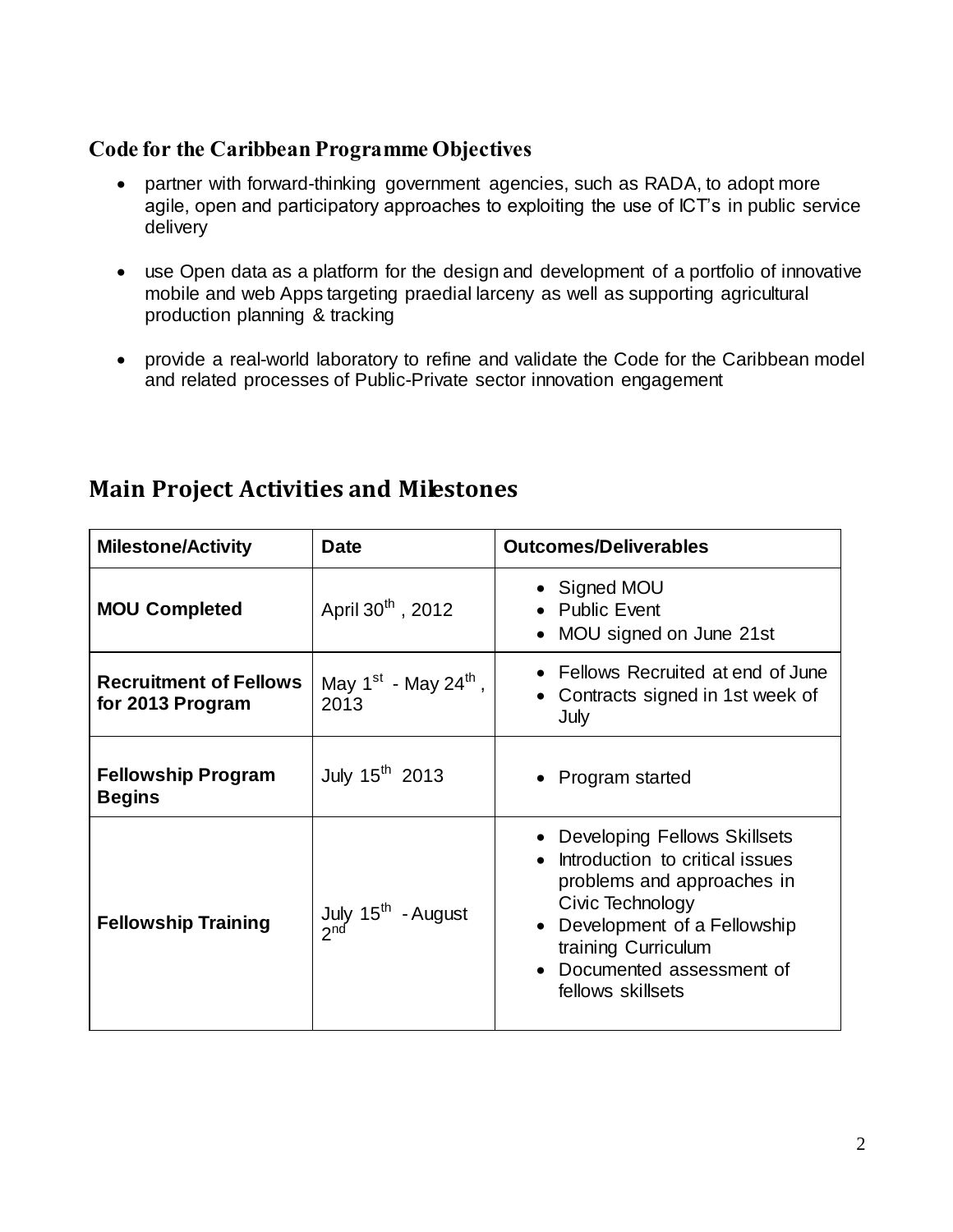## Code for the Caribbean Programme Objectives

- partner with forward-thinking government agencies, such as RADA, to adopt more agile, open and participatory approaches to exploiting the use of ICT's in public service delivery
- use Open data as a platform for the design and development of a portfolio of innovative mobile and web Apps targeting praedial larceny as well as supporting agricultural production planning & tracking
- provide a real-world laboratory to refine and validate the Code for the Caribbean model and related processes of Public-Private sector innovation engagement

## Main Project Activities and Milestones

| Milestone/Activity | Date | Outcomes/Deliverables |
| --- | --- | --- |
| **MOU Completed** | April 30th, 2012 | • Signed MOU<br>• Public Event<br>• MOU signed on June 21st |
| **Recruitment of Fellows for 2013 Program** | May 1st - May 24th, 2013 | • Fellows Recruited at end of June<br>• Contracts signed in 1st week of July |
| **Fellowship Program Begins** | July 15th 2013 | • Program started |
| **Fellowship Training** | July 15th - August 2nd | • Developing Fellows Skillsets<br>• Introduction to critical issues problems and approaches in Civic Technology<br>• Development of a Fellowship training Curriculum<br>• Documented assessment of fellows skillsets |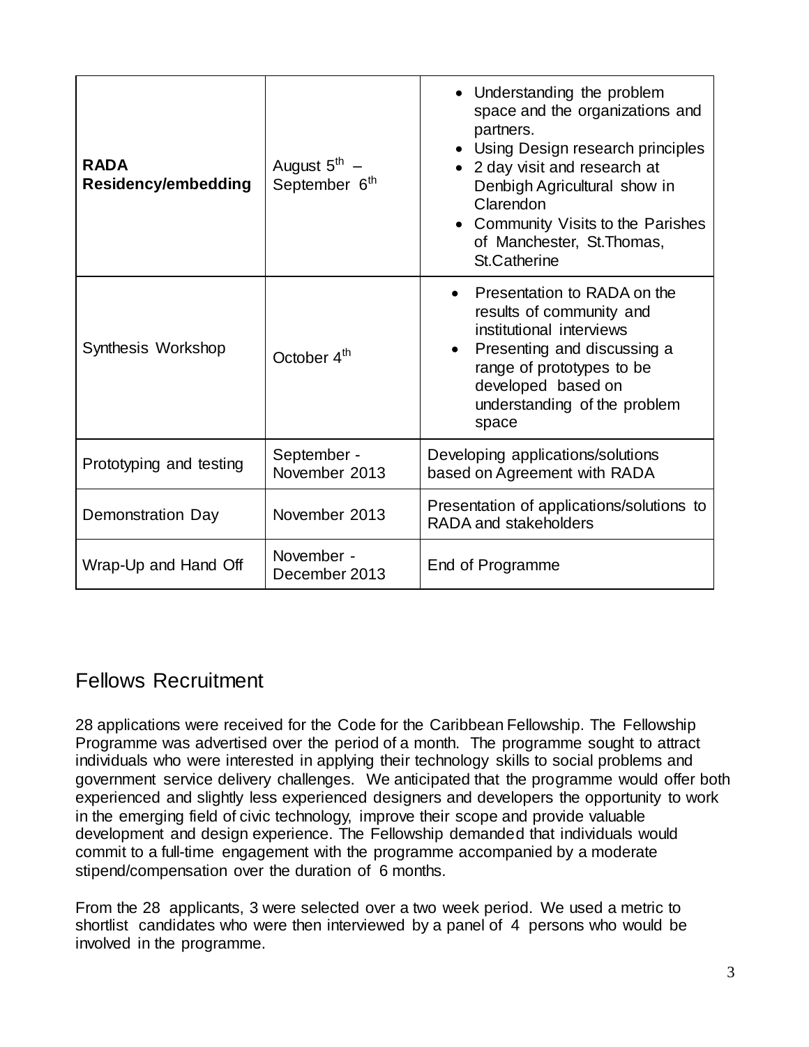| **RADA Residency/embedding** | August 5th – September 6th | • Understanding the problem space and the organizations and partners.<br>• Using Design research principles<br>• 2 day visit and research at Denbigh Agricultural show in Clarendon<br>• Community Visits to the Parishes of Manchester, St.Thomas, St.Catherine |
|---|---|---|
| Synthesis Workshop | October 4th | • Presentation to RADA on the results of community and institutional interviews<br>• Presenting and discussing a range of prototypes to be developed based on understanding of the problem space |
| Prototyping and testing | September - November 2013 | Developing applications/solutions based on Agreement with RADA |
| Demonstration Day | November 2013 | Presentation of applications/solutions to RADA and stakeholders |
| Wrap-Up and Hand Off | November - December 2013 | End of Programme |

## Fellows Recruitment

28 applications were received for the Code for the Caribbean Fellowship. The Fellowship Programme was advertised over the period of a month. The programme sought to attract individuals who were interested in applying their technology skills to social problems and government service delivery challenges. We anticipated that the programme would offer both experienced and slightly less experienced designers and developers the opportunity to work in the emerging field of civic technology, improve their scope and provide valuable development and design experience. The Fellowship demanded that individuals would commit to a full-time engagement with the programme accompanied by a moderate stipend/compensation over the duration of 6 months.

From the 28 applicants, 3 were selected over a two week period. We used a metric to shortlist candidates who were then interviewed by a panel of 4 persons who would be involved in the programme.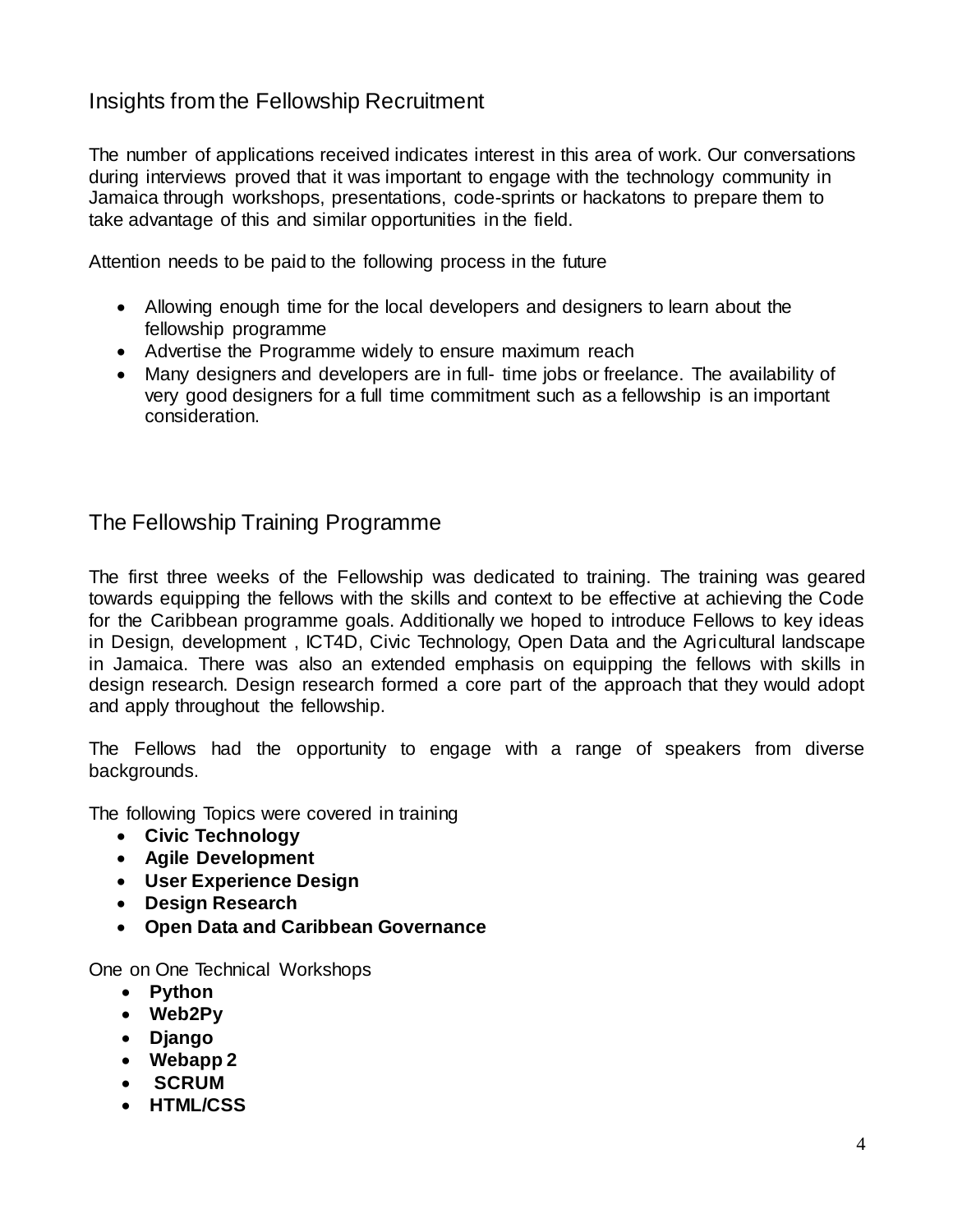## Insights from the Fellowship Recruitment

The number of applications received indicates interest in this area of work. Our conversations during interviews proved that it was important to engage with the technology community in Jamaica through workshops, presentations, code-sprints or hackatons to prepare them to take advantage of this and similar opportunities in the field.

Attention needs to be paid to the following process in the future

- Allowing enough time for the local developers and designers to learn about the fellowship programme
- Advertise the Programme widely to ensure maximum reach
- Many designers and developers are in full- time jobs or freelance. The availability of very good designers for a full time commitment such as a fellowship is an important consideration.

## The Fellowship Training Programme

The first three weeks of the Fellowship was dedicated to training. The training was geared towards equipping the fellows with the skills and context to be effective at achieving the Code for the Caribbean programme goals. Additionally we hoped to introduce Fellows to key ideas in Design, development , ICT4D, Civic Technology, Open Data and the Agricultural landscape in Jamaica. There was also an extended emphasis on equipping the fellows with skills in design research. Design research formed a core part of the approach that they would adopt and apply throughout the fellowship.

The Fellows had the opportunity to engage with a range of speakers from diverse backgrounds.

The following Topics were covered in training

- **Civic Technology**
- **Agile Development**
- **User Experience Design**
- **Design Research**
- **Open Data and Caribbean Governance**

One on One Technical Workshops

- **Python**
- **Web2Py**
- **Django**
- **Webapp 2**
- **SCRUM**
- **HTML/CSS**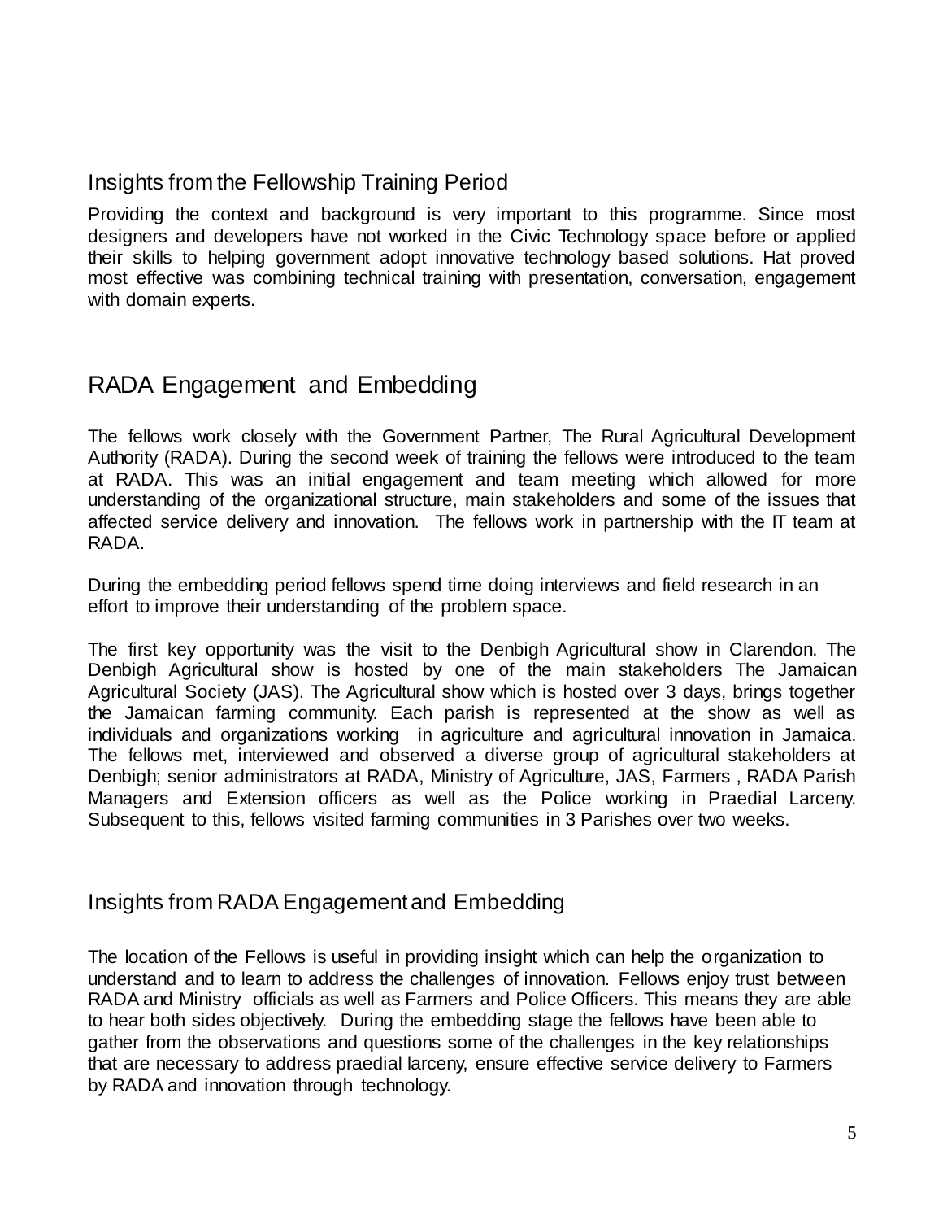## Insights from the Fellowship Training Period

Providing the context and background is very important to this programme. Since most designers and developers have not worked in the Civic Technology space before or applied their skills to helping government adopt innovative technology based solutions. Hat proved most effective was combining technical training with presentation, conversation, engagement with domain experts.

# RADA Engagement and Embedding

The fellows work closely with the Government Partner, The Rural Agricultural Development Authority (RADA). During the second week of training the fellows were introduced to the team at RADA. This was an initial engagement and team meeting which allowed for more understanding of the organizational structure, main stakeholders and some of the issues that affected service delivery and innovation. The fellows work in partnership with the IT team at RADA.

During the embedding period fellows spend time doing interviews and field research in an effort to improve their understanding of the problem space.

The first key opportunity was the visit to the Denbigh Agricultural show in Clarendon. The Denbigh Agricultural show is hosted by one of the main stakeholders The Jamaican Agricultural Society (JAS). The Agricultural show which is hosted over 3 days, brings together the Jamaican farming community. Each parish is represented at the show as well as individuals and organizations working in agriculture and agricultural innovation in Jamaica. The fellows met, interviewed and observed a diverse group of agricultural stakeholders at Denbigh; senior administrators at RADA, Ministry of Agriculture, JAS, Farmers , RADA Parish Managers and Extension officers as well as the Police working in Praedial Larceny. Subsequent to this, fellows visited farming communities in 3 Parishes over two weeks.

## Insights from RADA Engagement and Embedding

The location of the Fellows is useful in providing insight which can help the organization to understand and to learn to address the challenges of innovation. Fellows enjoy trust between RADA and Ministry officials as well as Farmers and Police Officers. This means they are able to hear both sides objectively. During the embedding stage the fellows have been able to gather from the observations and questions some of the challenges in the key relationships that are necessary to address praedial larceny, ensure effective service delivery to Farmers by RADA and innovation through technology.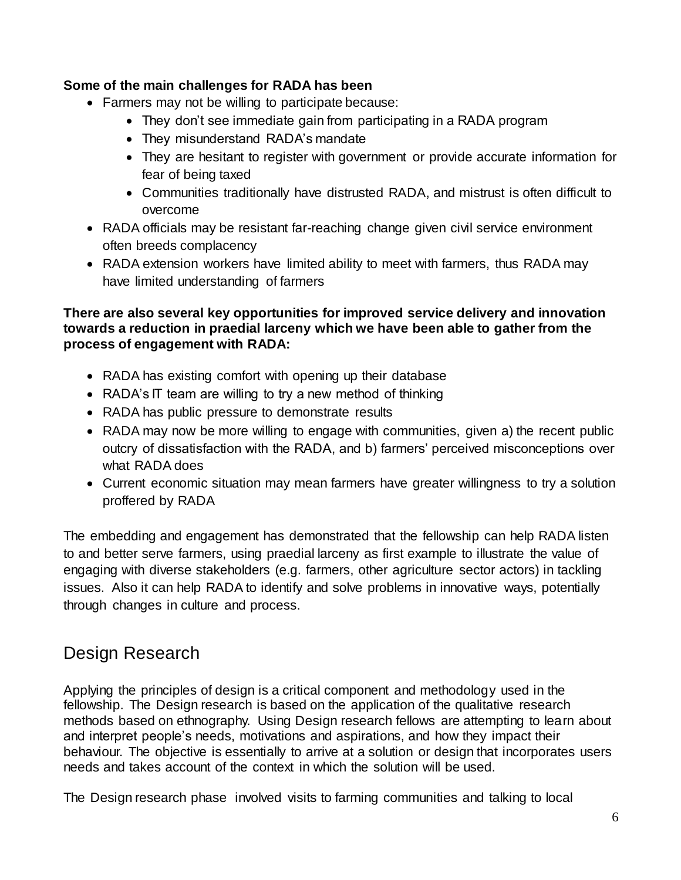**Some of the main challenges for RADA has been**

- Farmers may not be willing to participate because:
  - They don't see immediate gain from participating in a RADA program
  - They misunderstand RADA's mandate
  - They are hesitant to register with government or provide accurate information for fear of being taxed
  - Communities traditionally have distrusted RADA, and mistrust is often difficult to overcome
- RADA officials may be resistant far-reaching change given civil service environment often breeds complacency
- RADA extension workers have limited ability to meet with farmers, thus RADA may have limited understanding of farmers

**There are also several key opportunities for improved service delivery and innovation towards a reduction in praedial larceny which we have been able to gather from the process of engagement with RADA:**

- RADA has existing comfort with opening up their database
- RADA's IT team are willing to try a new method of thinking
- RADA has public pressure to demonstrate results
- RADA may now be more willing to engage with communities, given a) the recent public outcry of dissatisfaction with the RADA, and b) farmers' perceived misconceptions over what RADA does
- Current economic situation may mean farmers have greater willingness to try a solution proffered by RADA

The embedding and engagement has demonstrated that the fellowship can help RADA listen to and better serve farmers, using praedial larceny as first example to illustrate the value of engaging with diverse stakeholders (e.g. farmers, other agriculture sector actors) in tackling issues. Also it can help RADA to identify and solve problems in innovative ways, potentially through changes in culture and process.

## Design Research

Applying the principles of design is a critical component and methodology used in the fellowship. The Design research is based on the application of the qualitative research methods based on ethnography. Using Design research fellows are attempting to learn about and interpret people's needs, motivations and aspirations, and how they impact their behaviour. The objective is essentially to arrive at a solution or design that incorporates users needs and takes account of the context in which the solution will be used.

The Design research phase involved visits to farming communities and talking to local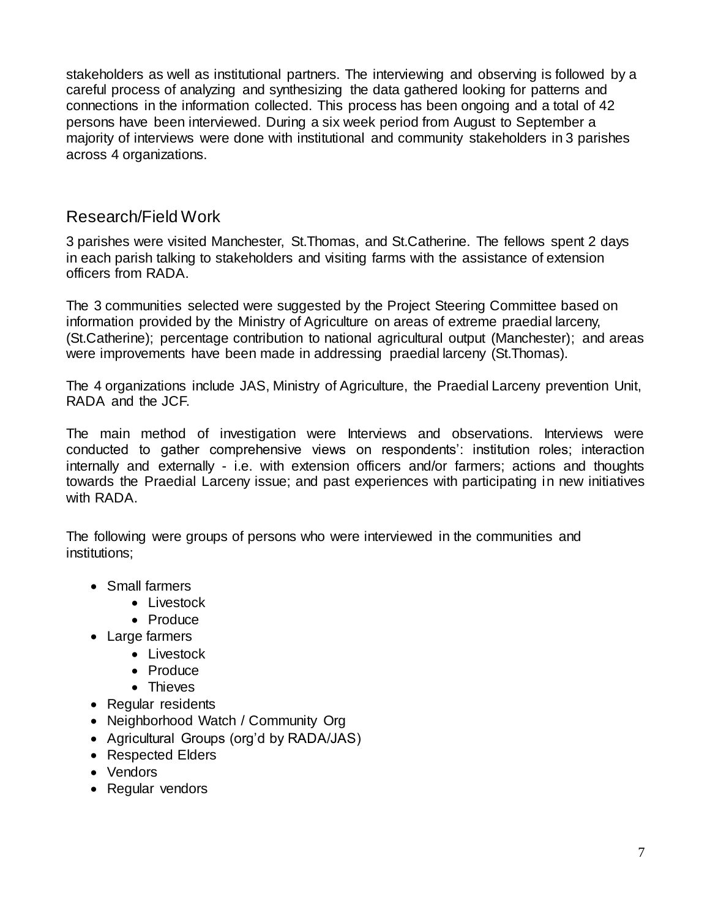stakeholders as well as institutional partners. The interviewing and observing is followed by a careful process of analyzing and synthesizing the data gathered looking for patterns and connections in the information collected. This process has been ongoing and a total of 42 persons have been interviewed. During a six week period from August to September a majority of interviews were done with institutional and community stakeholders in 3 parishes across 4 organizations.

## Research/Field Work

3 parishes were visited Manchester, St.Thomas, and St.Catherine. The fellows spent 2 days in each parish talking to stakeholders and visiting farms with the assistance of extension officers from RADA.

The 3 communities selected were suggested by the Project Steering Committee based on information provided by the Ministry of Agriculture on areas of extreme praedial larceny, (St.Catherine); percentage contribution to national agricultural output (Manchester); and areas were improvements have been made in addressing praedial larceny (St.Thomas).

The 4 organizations include JAS, Ministry of Agriculture, the Praedial Larceny prevention Unit, RADA and the JCF.

The main method of investigation were Interviews and observations. Interviews were conducted to gather comprehensive views on respondents': institution roles; interaction internally and externally - i.e. with extension officers and/or farmers; actions and thoughts towards the Praedial Larceny issue; and past experiences with participating in new initiatives with RADA.

The following were groups of persons who were interviewed in the communities and institutions;

- Small farmers
  - Livestock
  - Produce
- Large farmers
  - Livestock
  - Produce
  - Thieves
- Regular residents
- Neighborhood Watch / Community Org
- Agricultural Groups (org'd by RADA/JAS)
- Respected Elders
- Vendors
- Regular vendors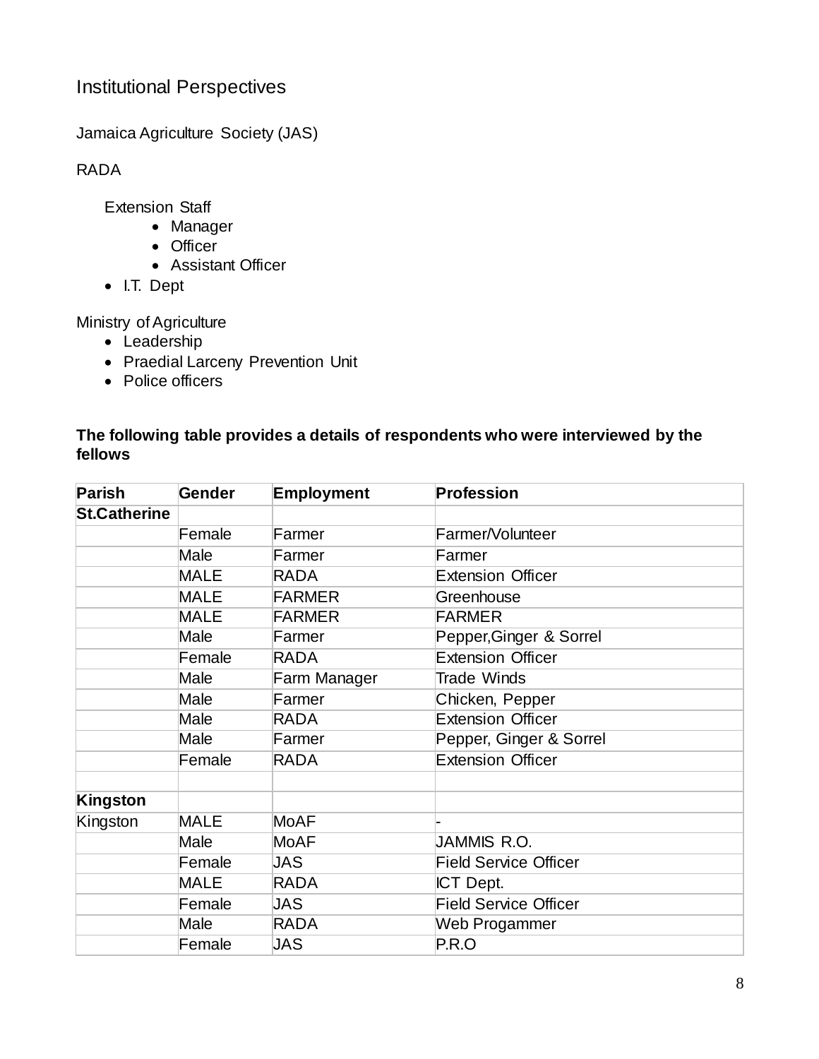## Institutional Perspectives

Jamaica Agriculture Society (JAS)

RADA

Extension Staff

- Manager
- Officer
- Assistant Officer

- I.T. Dept

Ministry of Agriculture

- Leadership
- Praedial Larceny Prevention Unit
- Police officers

**The following table provides a details of respondents who were interviewed by the fellows**

| Parish | Gender | Employment | Profession |
|---|---|---|---|
| **St.Catherine** | | | |
| | Female | Farmer | Farmer/Volunteer |
| | Male | Farmer | Farmer |
| | MALE | RADA | Extension Officer |
| | MALE | FARMER | Greenhouse |
| | MALE | FARMER | FARMER |
| | Male | Farmer | Pepper,Ginger & Sorrel |
| | Female | RADA | Extension Officer |
| | Male | Farm Manager | Trade Winds |
| | Male | Farmer | Chicken, Pepper |
| | Male | RADA | Extension Officer |
| | Male | Farmer | Pepper, Ginger & Sorrel |
| | Female | RADA | Extension Officer |
| | | | |
| **Kingston** | | | |
| Kingston | MALE | MoAF | - |
| | Male | MoAF | JAMMIS R.O. |
| | Female | JAS | Field Service Officer |
| | MALE | RADA | ICT Dept. |
| | Female | JAS | Field Service Officer |
| | Male | RADA | Web Progammer |
| | Female | JAS | P.R.O |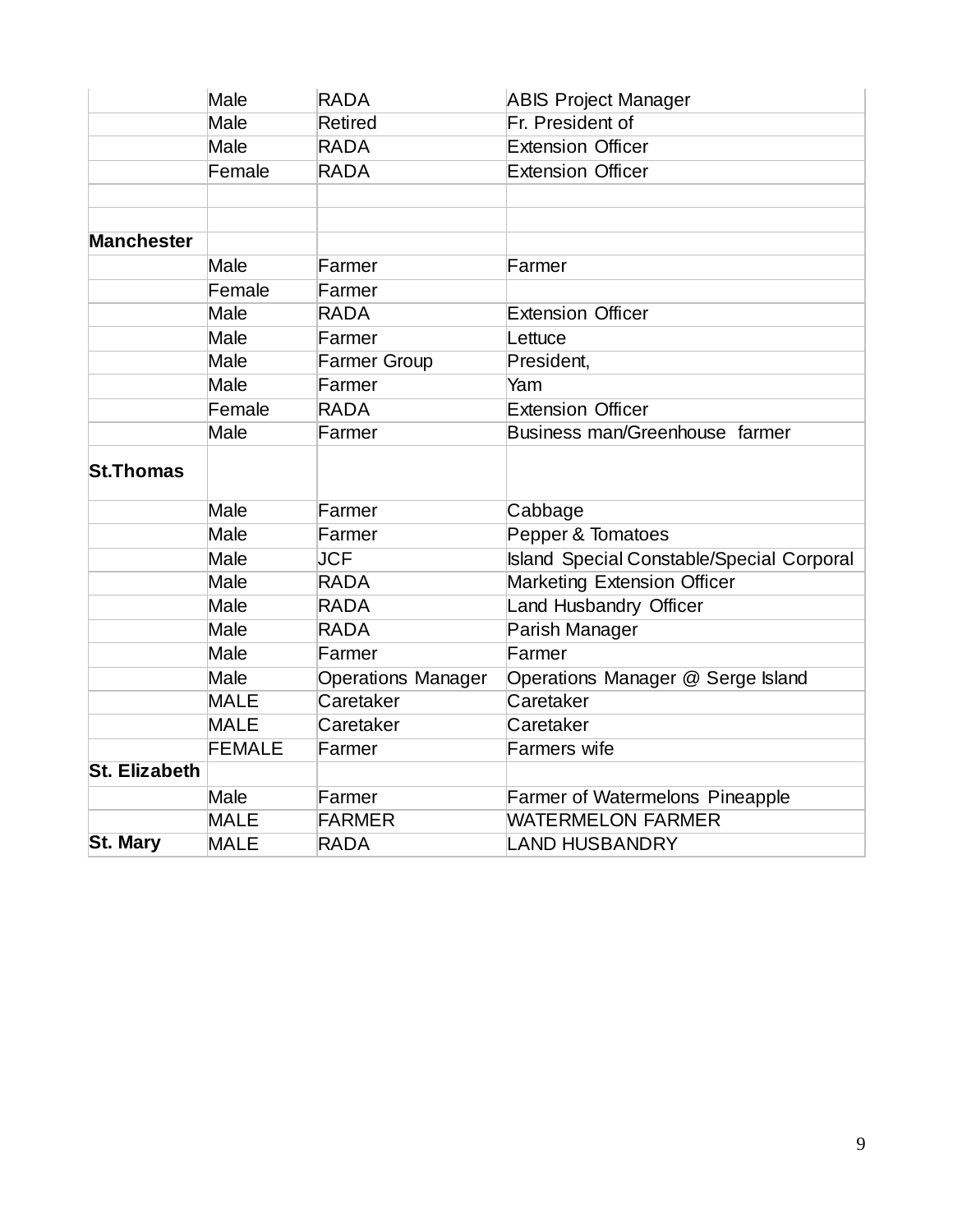| | | | |
|---|---|---|---|
| | Male | RADA | ABIS Project Manager |
| | Male | Retired | Fr. President of |
| | Male | RADA | Extension Officer |
| | Female | RADA | Extension Officer |
| | | | |
| | | | |
| **Manchester** | | | |
| | Male | Farmer | Farmer |
| | Female | Farmer | |
| | Male | RADA | Extension Officer |
| | Male | Farmer | Lettuce |
| | Male | Farmer Group | President, |
| | Male | Farmer | Yam |
| | Female | RADA | Extension Officer |
| | Male | Farmer | Business man/Greenhouse farmer |
| **St.Thomas** | | | |
| | Male | Farmer | Cabbage |
| | Male | Farmer | Pepper & Tomatoes |
| | Male | JCF | Island Special Constable/Special Corporal |
| | Male | RADA | Marketing Extension Officer |
| | Male | RADA | Land Husbandry Officer |
| | Male | RADA | Parish Manager |
| | Male | Farmer | Farmer |
| | Male | Operations Manager | Operations Manager @ Serge Island |
| | MALE | Caretaker | Caretaker |
| | MALE | Caretaker | Caretaker |
| | FEMALE | Farmer | Farmers wife |
| **St. Elizabeth** | | | |
| | Male | Farmer | Farmer of Watermelons Pineapple |
| | MALE | FARMER | WATERMELON FARMER |
| **St. Mary** | MALE | RADA | LAND HUSBANDRY |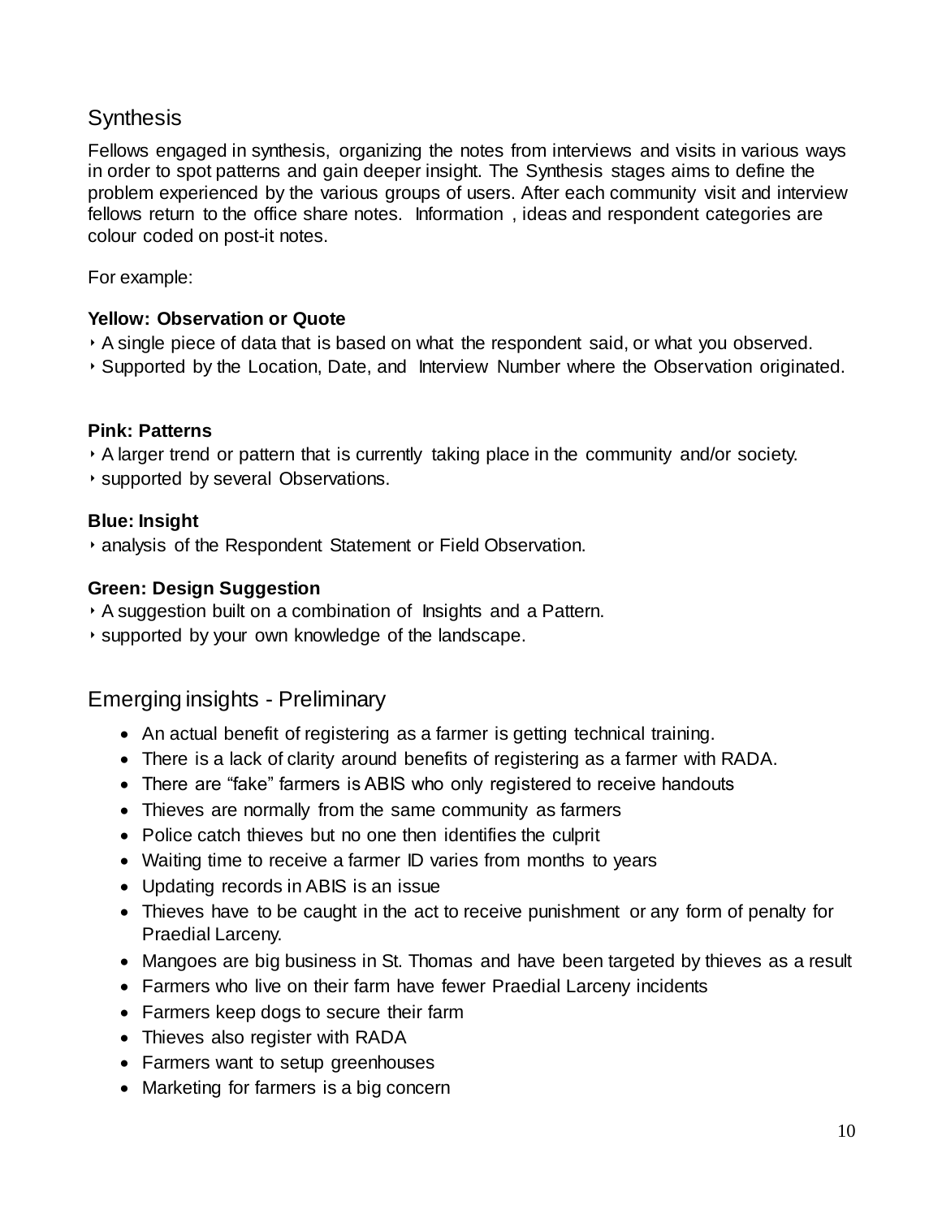## Synthesis

Fellows engaged in synthesis, organizing the notes from interviews and visits in various ways in order to spot patterns and gain deeper insight. The Synthesis stages aims to define the problem experienced by the various groups of users. After each community visit and interview fellows return to the office share notes. Information , ideas and respondent categories are colour coded on post-it notes.

For example:

**Yellow: Observation or Quote**

- A single piece of data that is based on what the respondent said, or what you observed.
- Supported by the Location, Date, and Interview Number where the Observation originated.

**Pink: Patterns**

- A larger trend or pattern that is currently taking place in the community and/or society.
- supported by several Observations.

**Blue: Insight**

- analysis of the Respondent Statement or Field Observation.

**Green: Design Suggestion**

- A suggestion built on a combination of Insights and a Pattern.
- supported by your own knowledge of the landscape.

## Emerging insights - Preliminary

- An actual benefit of registering as a farmer is getting technical training.
- There is a lack of clarity around benefits of registering as a farmer with RADA.
- There are "fake" farmers is ABIS who only registered to receive handouts
- Thieves are normally from the same community as farmers
- Police catch thieves but no one then identifies the culprit
- Waiting time to receive a farmer ID varies from months to years
- Updating records in ABIS is an issue
- Thieves have to be caught in the act to receive punishment or any form of penalty for Praedial Larceny.
- Mangoes are big business in St. Thomas and have been targeted by thieves as a result
- Farmers who live on their farm have fewer Praedial Larceny incidents
- Farmers keep dogs to secure their farm
- Thieves also register with RADA
- Farmers want to setup greenhouses
- Marketing for farmers is a big concern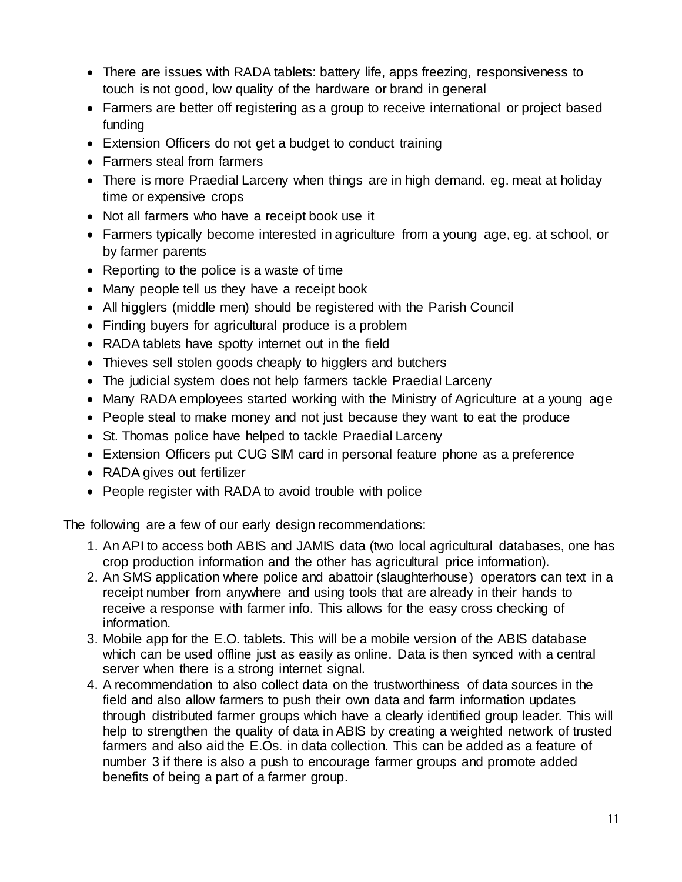- There are issues with RADA tablets: battery life, apps freezing, responsiveness to touch is not good, low quality of the hardware or brand in general
- Farmers are better off registering as a group to receive international or project based funding
- Extension Officers do not get a budget to conduct training
- Farmers steal from farmers
- There is more Praedial Larceny when things are in high demand. eg. meat at holiday time or expensive crops
- Not all farmers who have a receipt book use it
- Farmers typically become interested in agriculture from a young age, eg. at school, or by farmer parents
- Reporting to the police is a waste of time
- Many people tell us they have a receipt book
- All higglers (middle men) should be registered with the Parish Council
- Finding buyers for agricultural produce is a problem
- RADA tablets have spotty internet out in the field
- Thieves sell stolen goods cheaply to higglers and butchers
- The judicial system does not help farmers tackle Praedial Larceny
- Many RADA employees started working with the Ministry of Agriculture at a young age
- People steal to make money and not just because they want to eat the produce
- St. Thomas police have helped to tackle Praedial Larceny
- Extension Officers put CUG SIM card in personal feature phone as a preference
- RADA gives out fertilizer
- People register with RADA to avoid trouble with police

The following are a few of our early design recommendations:

1. An API to access both ABIS and JAMIS data (two local agricultural databases, one has crop production information and the other has agricultural price information).
2. An SMS application where police and abattoir (slaughterhouse) operators can text in a receipt number from anywhere and using tools that are already in their hands to receive a response with farmer info. This allows for the easy cross checking of information.
3. Mobile app for the E.O. tablets. This will be a mobile version of the ABIS database which can be used offline just as easily as online. Data is then synced with a central server when there is a strong internet signal.
4. A recommendation to also collect data on the trustworthiness of data sources in the field and also allow farmers to push their own data and farm information updates through distributed farmer groups which have a clearly identified group leader. This will help to strengthen the quality of data in ABIS by creating a weighted network of trusted farmers and also aid the E.Os. in data collection. This can be added as a feature of number 3 if there is also a push to encourage farmer groups and promote added benefits of being a part of a farmer group.